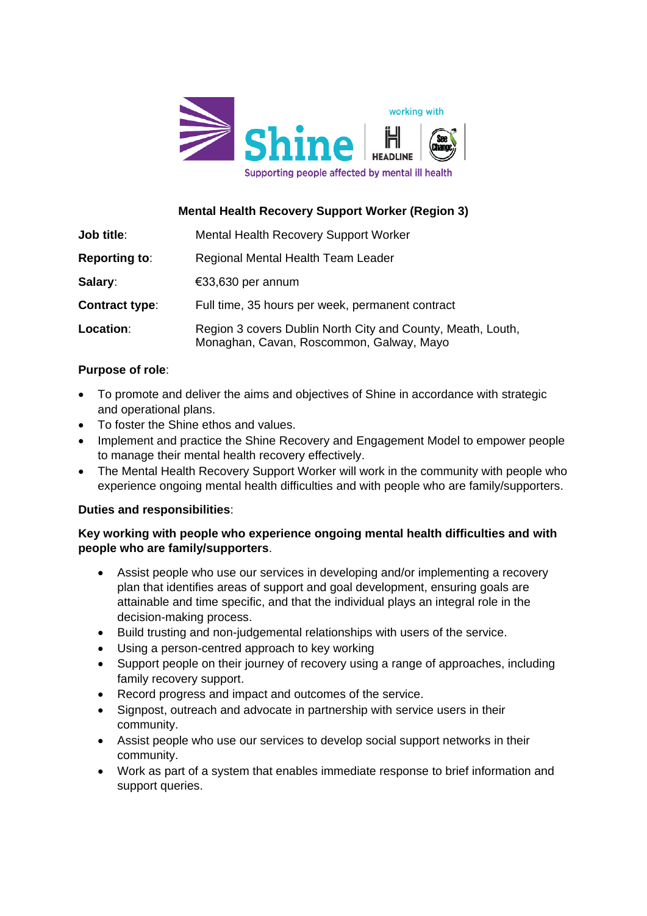Shine — working with HEADLINE, See Change

Supporting people affected by mental ill health

## Mental Health Recovery Support Worker (Region 3)

| | |
|---|---|
| **Job title**: | Mental Health Recovery Support Worker |
| **Reporting to**: | Regional Mental Health Team Leader |
| **Salary**: | €33,630 per annum |
| **Contract type**: | Full time, 35 hours per week, permanent contract |
| **Location**: | Region 3 covers Dublin North City and County, Meath, Louth, Monaghan, Cavan, Roscommon, Galway, Mayo |

**Purpose of role**:

- To promote and deliver the aims and objectives of Shine in accordance with strategic and operational plans.
- To foster the Shine ethos and values.
- Implement and practice the Shine Recovery and Engagement Model to empower people to manage their mental health recovery effectively.
- The Mental Health Recovery Support Worker will work in the community with people who experience ongoing mental health difficulties and with people who are family/supporters.

**Duties and responsibilities**:

**Key working with people who experience ongoing mental health difficulties and with people who are family/supporters**.

- Assist people who use our services in developing and/or implementing a recovery plan that identifies areas of support and goal development, ensuring goals are attainable and time specific, and that the individual plays an integral role in the decision-making process.
- Build trusting and non-judgemental relationships with users of the service.
- Using a person-centred approach to key working
- Support people on their journey of recovery using a range of approaches, including family recovery support.
- Record progress and impact and outcomes of the service.
- Signpost, outreach and advocate in partnership with service users in their community.
- Assist people who use our services to develop social support networks in their community.
- Work as part of a system that enables immediate response to brief information and support queries.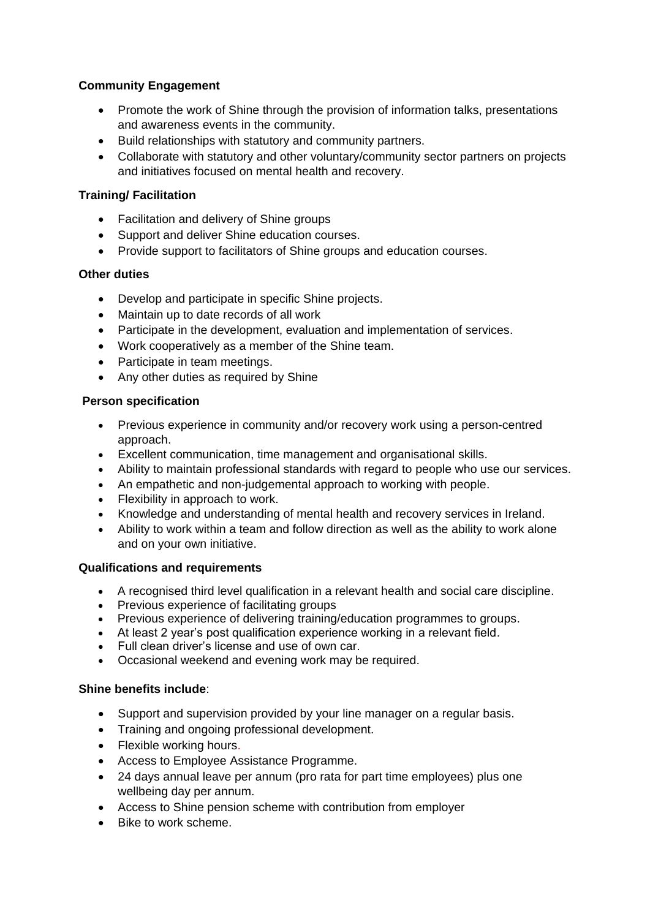**Community Engagement**

- Promote the work of Shine through the provision of information talks, presentations and awareness events in the community.
- Build relationships with statutory and community partners.
- Collaborate with statutory and other voluntary/community sector partners on projects and initiatives focused on mental health and recovery.

**Training/ Facilitation**

- Facilitation and delivery of Shine groups
- Support and deliver Shine education courses.
- Provide support to facilitators of Shine groups and education courses.

**Other duties**

- Develop and participate in specific Shine projects.
- Maintain up to date records of all work
- Participate in the development, evaluation and implementation of services.
- Work cooperatively as a member of the Shine team.
- Participate in team meetings.
- Any other duties as required by Shine

**Person specification**

- Previous experience in community and/or recovery work using a person-centred approach.
- Excellent communication, time management and organisational skills.
- Ability to maintain professional standards with regard to people who use our services.
- An empathetic and non-judgemental approach to working with people.
- Flexibility in approach to work.
- Knowledge and understanding of mental health and recovery services in Ireland.
- Ability to work within a team and follow direction as well as the ability to work alone and on your own initiative.

**Qualifications and requirements**

- A recognised third level qualification in a relevant health and social care discipline.
- Previous experience of facilitating groups
- Previous experience of delivering training/education programmes to groups.
- At least 2 year's post qualification experience working in a relevant field.
- Full clean driver's license and use of own car.
- Occasional weekend and evening work may be required.

**Shine benefits include**:

- Support and supervision provided by your line manager on a regular basis.
- Training and ongoing professional development.
- Flexible working hours.
- Access to Employee Assistance Programme.
- 24 days annual leave per annum (pro rata for part time employees) plus one wellbeing day per annum.
- Access to Shine pension scheme with contribution from employer
- Bike to work scheme.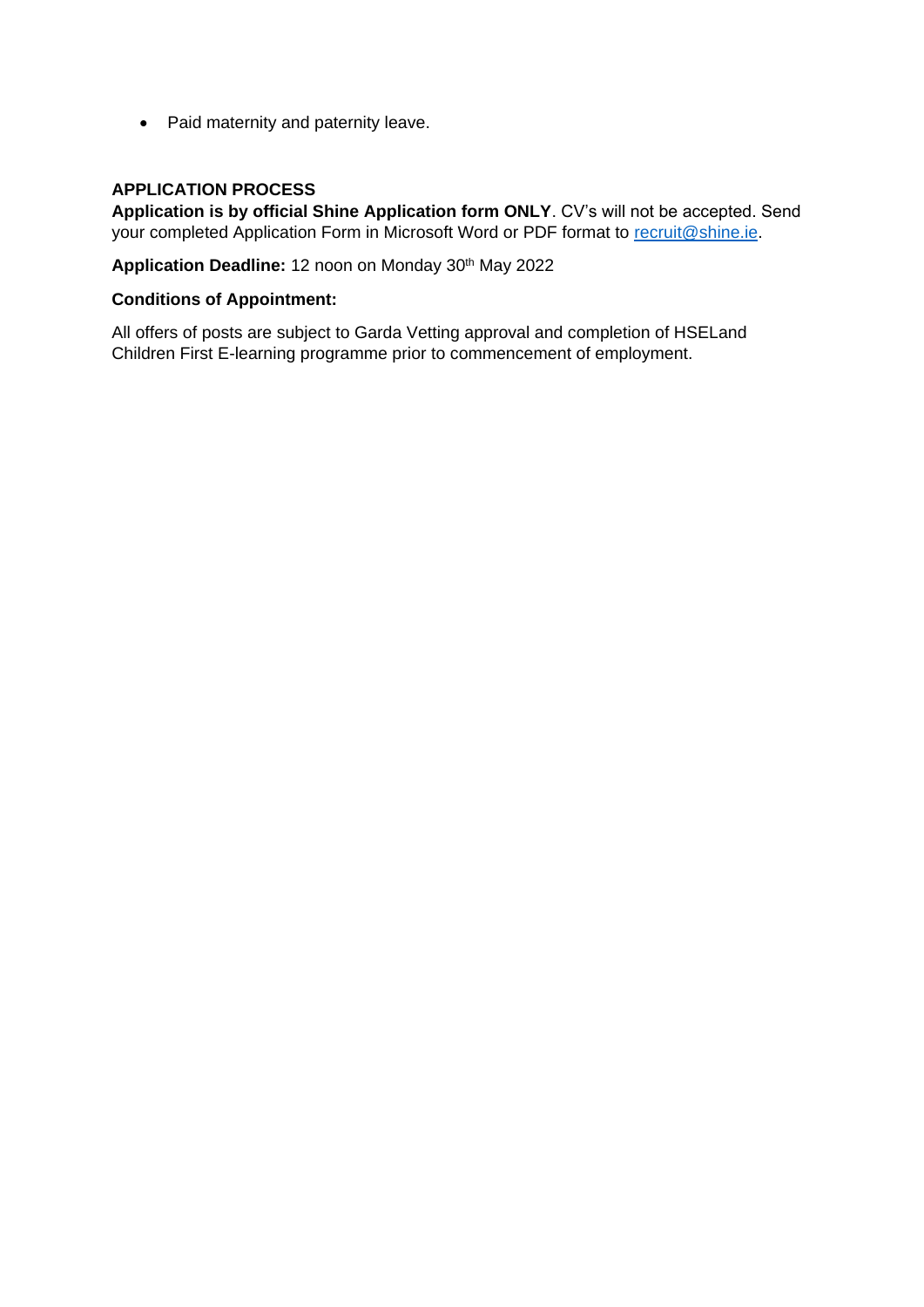- Paid maternity and paternity leave.

**APPLICATION PROCESS**

**Application is by official Shine Application form ONLY**. CV's will not be accepted. Send your completed Application Form in Microsoft Word or PDF format to recruit@shine.ie.

**Application Deadline:** 12 noon on Monday 30th May 2022

**Conditions of Appointment:**

All offers of posts are subject to Garda Vetting approval and completion of HSELand Children First E-learning programme prior to commencement of employment.